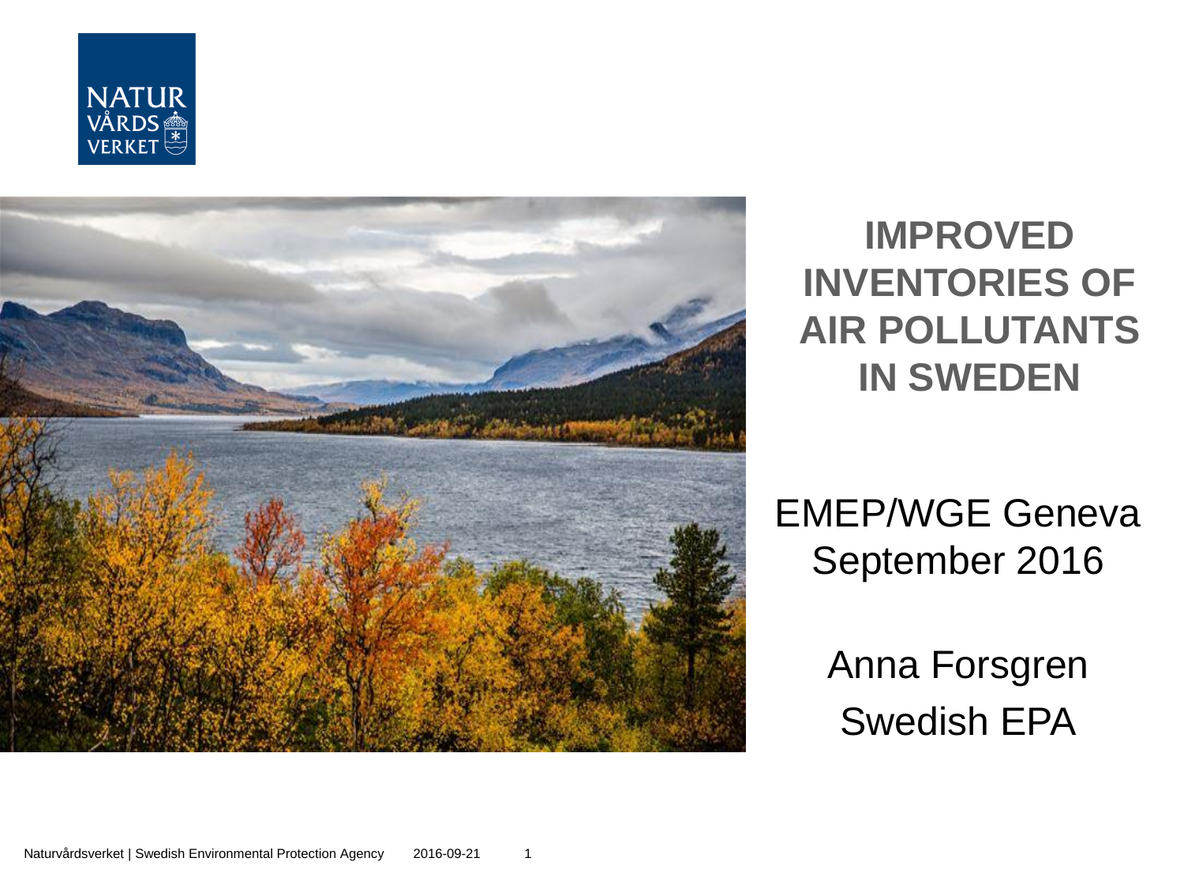# IMPROVED INVENTORIES OF AIR POLLUTANTS IN SWEDEN

EMEP/WGE Geneva
September 2016

Anna Forsgren
Swedish EPA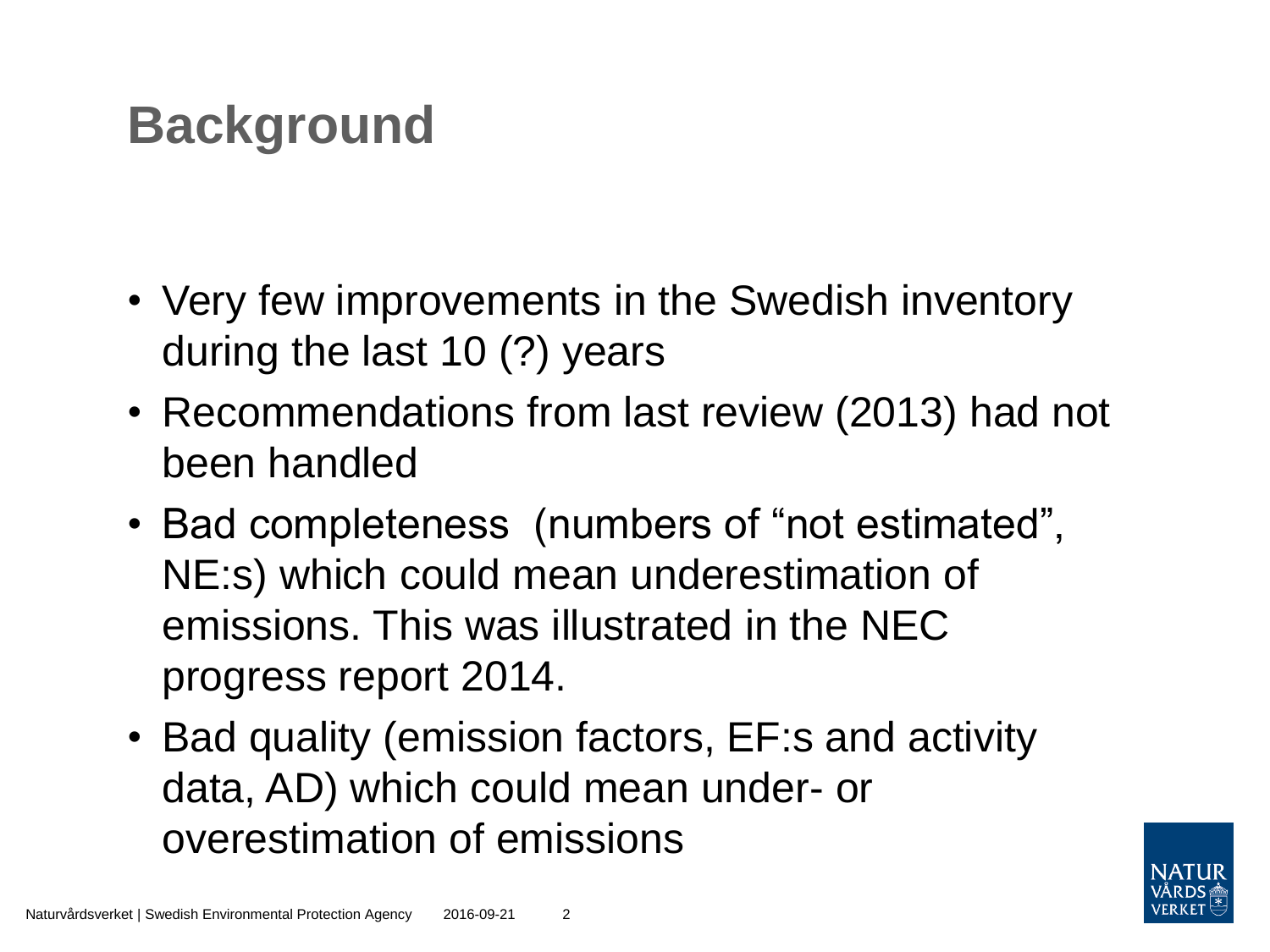# Background

- Very few improvements in the Swedish inventory during the last 10 (?) years
- Recommendations from last review (2013) had not been handled
- Bad completeness (numbers of "not estimated", NE:s) which could mean underestimation of emissions. This was illustrated in the NEC progress report 2014.
- Bad quality (emission factors, EF:s and activity data, AD) which could mean under- or overestimation of emissions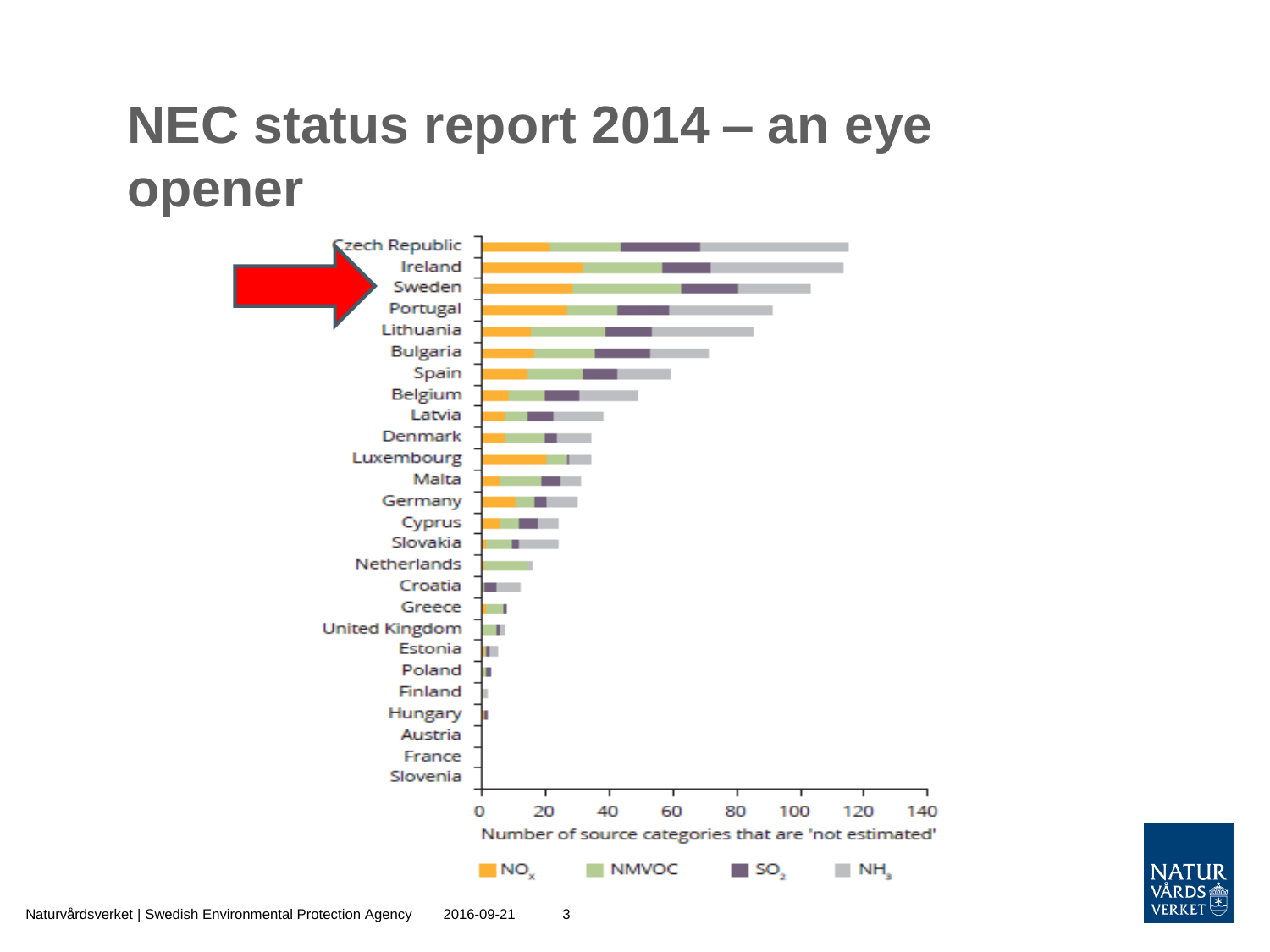# NEC status report 2014 – an eye opener

| Country |
|---|
| Czech Republic |
| Ireland |
| Sweden |
| Portugal |
| Lithuania |
| Bulgaria |
| Spain |
| Belgium |
| Latvia |
| Denmark |
| Luxembourg |
| Malta |
| Germany |
| Cyprus |
| Slovakia |
| Netherlands |
| Croatia |
| Greece |
| United Kingdom |
| Estonia |
| Poland |
| Finland |
| Hungary |
| Austria |
| France |
| Slovenia |

0 20 40 60 80 100 120 140

Number of source categories that are 'not estimated'

$NO_x$ NMVOC $SO_2$ $NH_3$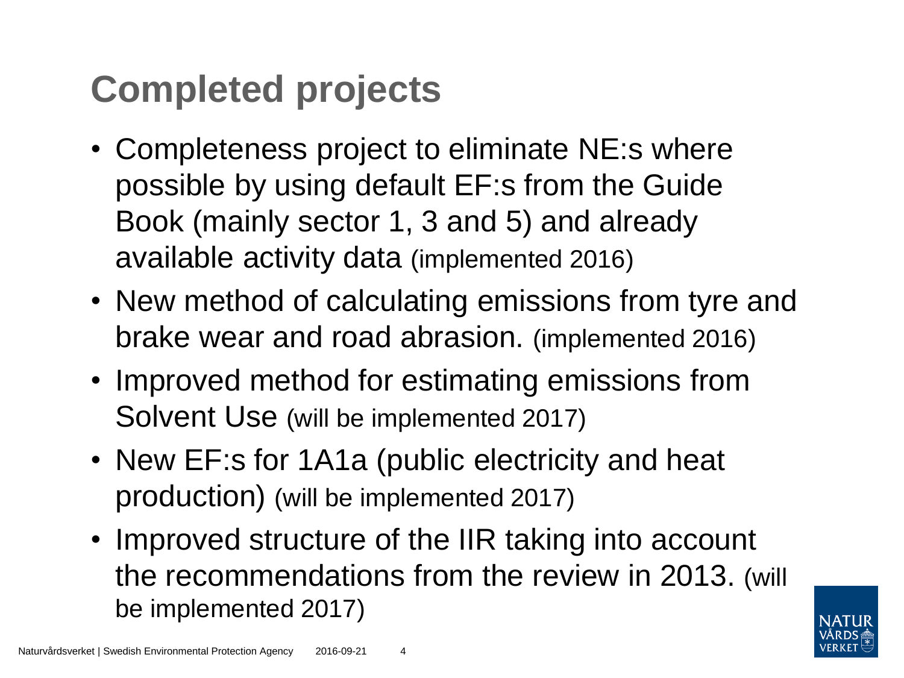# Completed projects

- Completeness project to eliminate NE:s where possible by using default EF:s from the Guide Book (mainly sector 1, 3 and 5) and already available activity data (implemented 2016)
- New method of calculating emissions from tyre and brake wear and road abrasion. (implemented 2016)
- Improved method for estimating emissions from Solvent Use (will be implemented 2017)
- New EF:s for 1A1a (public electricity and heat production) (will be implemented 2017)
- Improved structure of the IIR taking into account the recommendations from the review in 2013. (will be implemented 2017)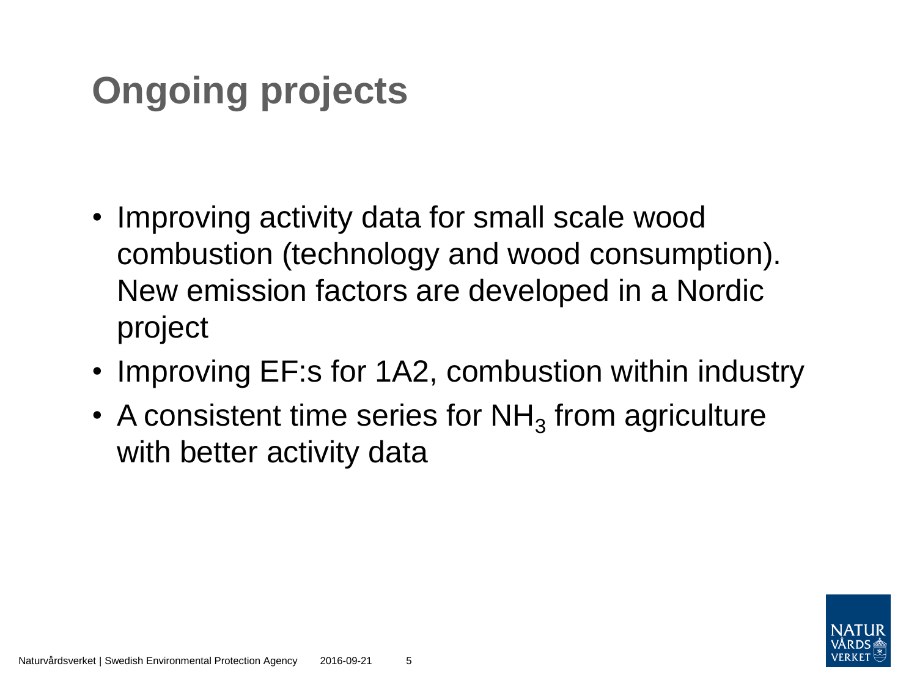# Ongoing projects

- Improving activity data for small scale wood combustion (technology and wood consumption). New emission factors are developed in a Nordic project
- Improving EF:s for 1A2, combustion within industry
- A consistent time series for $NH_3$ from agriculture with better activity data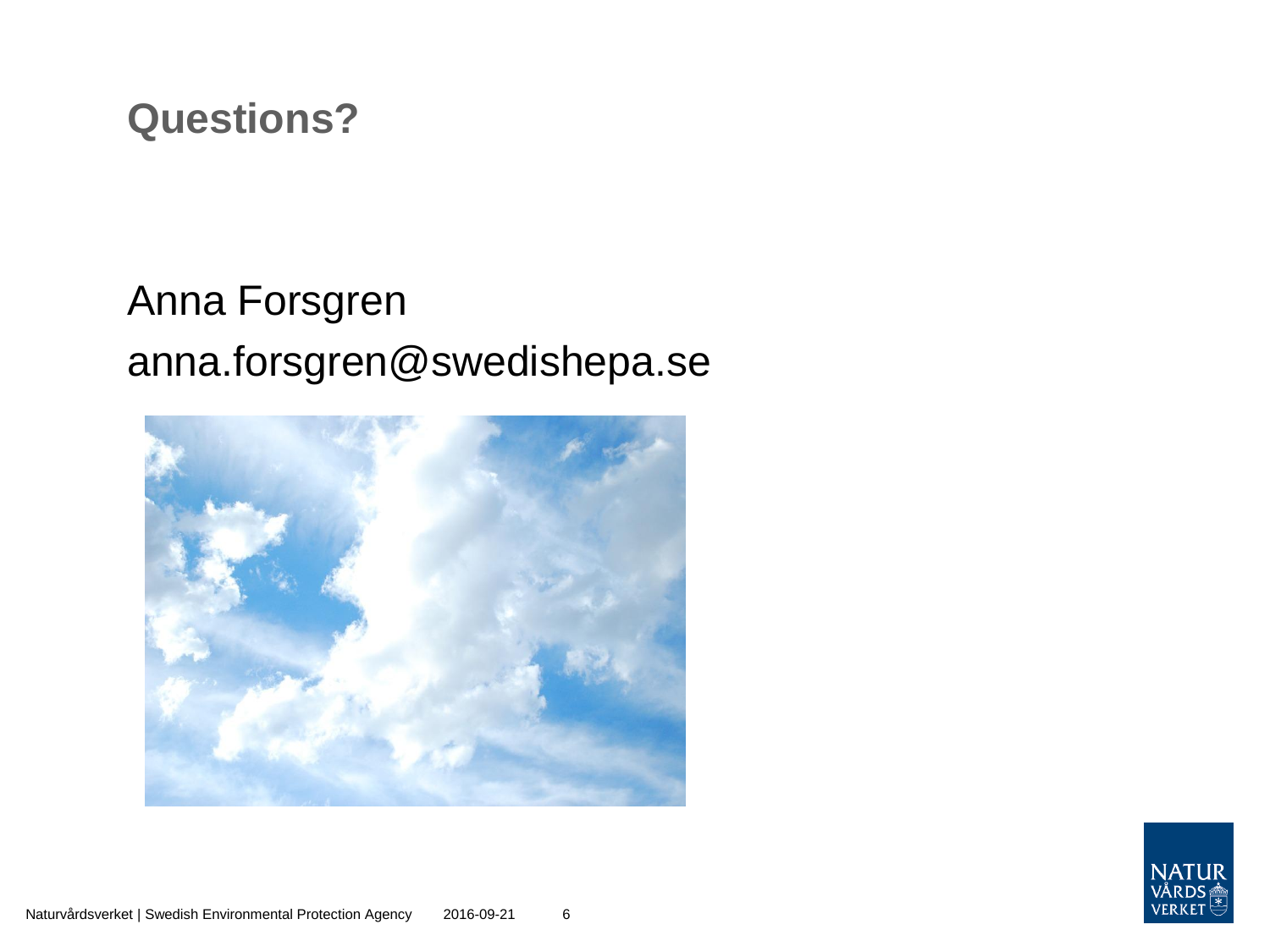## Questions?

Anna Forsgren
anna.forsgren@swedishepa.se